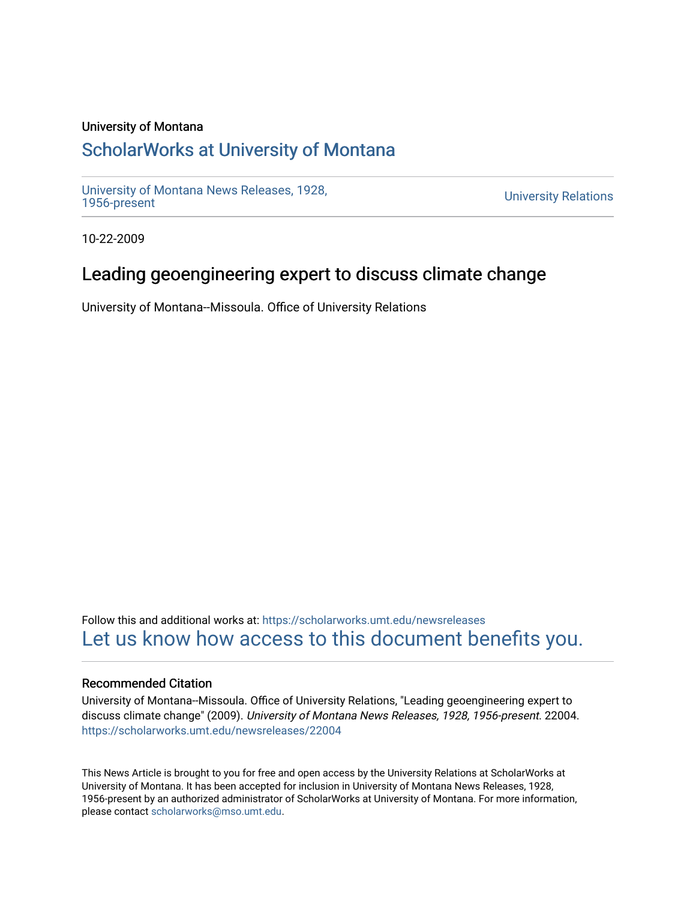University of Montana

# ScholarWorks at University of Montana

University of Montana News Releases, 1928, 1956-present

University Relations

10-22-2009

## Leading geoengineering expert to discuss climate change

University of Montana--Missoula. Office of University Relations

Follow this and additional works at: https://scholarworks.umt.edu/newsreleases

Let us know how access to this document benefits you.

### Recommended Citation

University of Montana--Missoula. Office of University Relations, "Leading geoengineering expert to discuss climate change" (2009). *University of Montana News Releases, 1928, 1956-present*. 22004. https://scholarworks.umt.edu/newsreleases/22004

This News Article is brought to you for free and open access by the University Relations at ScholarWorks at University of Montana. It has been accepted for inclusion in University of Montana News Releases, 1928, 1956-present by an authorized administrator of ScholarWorks at University of Montana. For more information, please contact scholarworks@mso.umt.edu.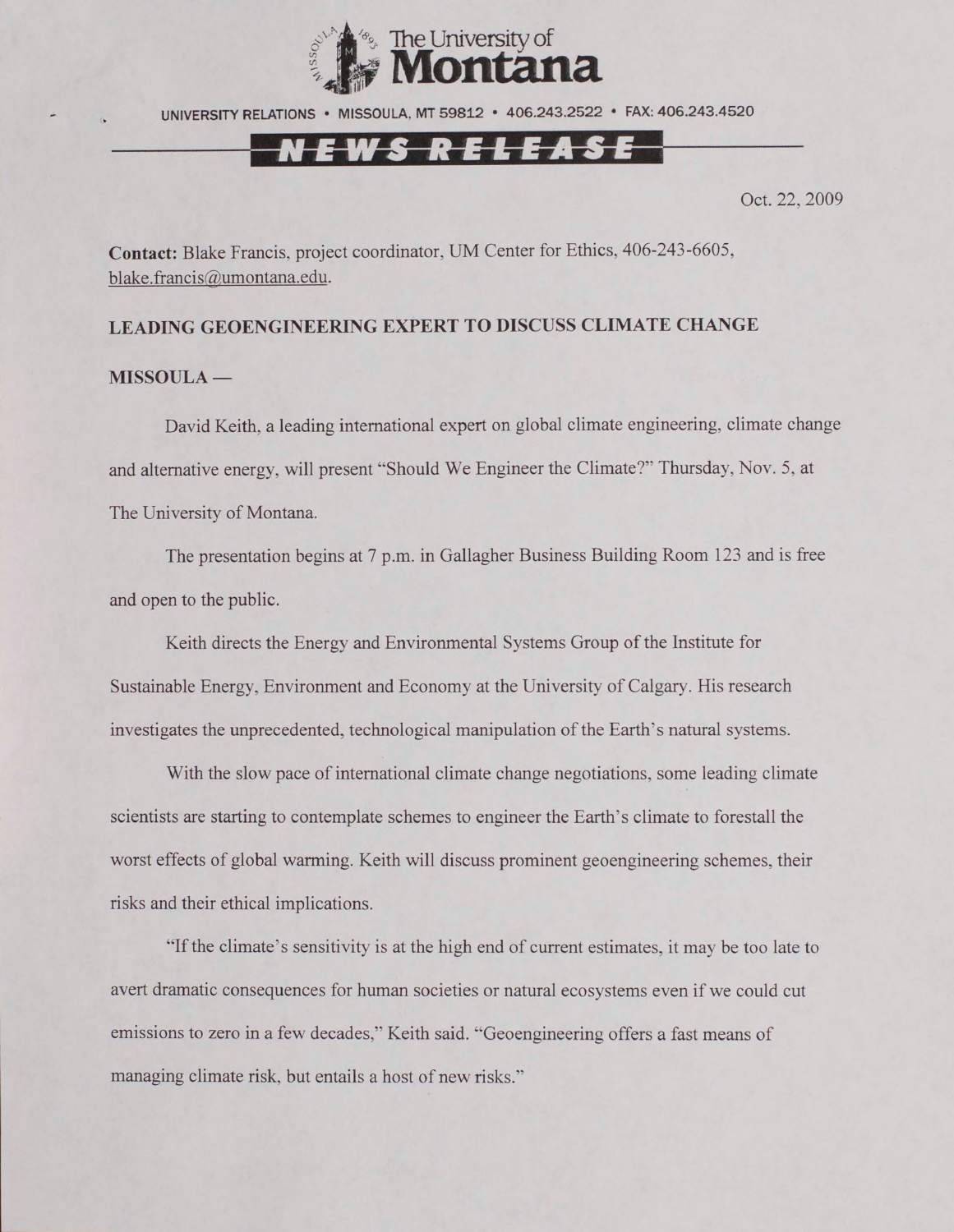The University of Montana

UNIVERSITY RELATIONS • MISSOULA, MT 59812 • 406.243.2522 • FAX: 406.243.4520

**NEWS RELEASE**

Oct. 22, 2009

**Contact:** Blake Francis, project coordinator, UM Center for Ethics, 406-243-6605, blake.francis@umontana.edu.

**LEADING GEOENGINEERING EXPERT TO DISCUSS CLIMATE CHANGE**

**MISSOULA —**

David Keith, a leading international expert on global climate engineering, climate change and alternative energy, will present "Should We Engineer the Climate?" Thursday, Nov. 5, at The University of Montana.

The presentation begins at 7 p.m. in Gallagher Business Building Room 123 and is free and open to the public.

Keith directs the Energy and Environmental Systems Group of the Institute for Sustainable Energy, Environment and Economy at the University of Calgary. His research investigates the unprecedented, technological manipulation of the Earth's natural systems.

With the slow pace of international climate change negotiations, some leading climate scientists are starting to contemplate schemes to engineer the Earth's climate to forestall the worst effects of global warming. Keith will discuss prominent geoengineering schemes, their risks and their ethical implications.

"If the climate's sensitivity is at the high end of current estimates, it may be too late to avert dramatic consequences for human societies or natural ecosystems even if we could cut emissions to zero in a few decades," Keith said. "Geoengineering offers a fast means of managing climate risk, but entails a host of new risks."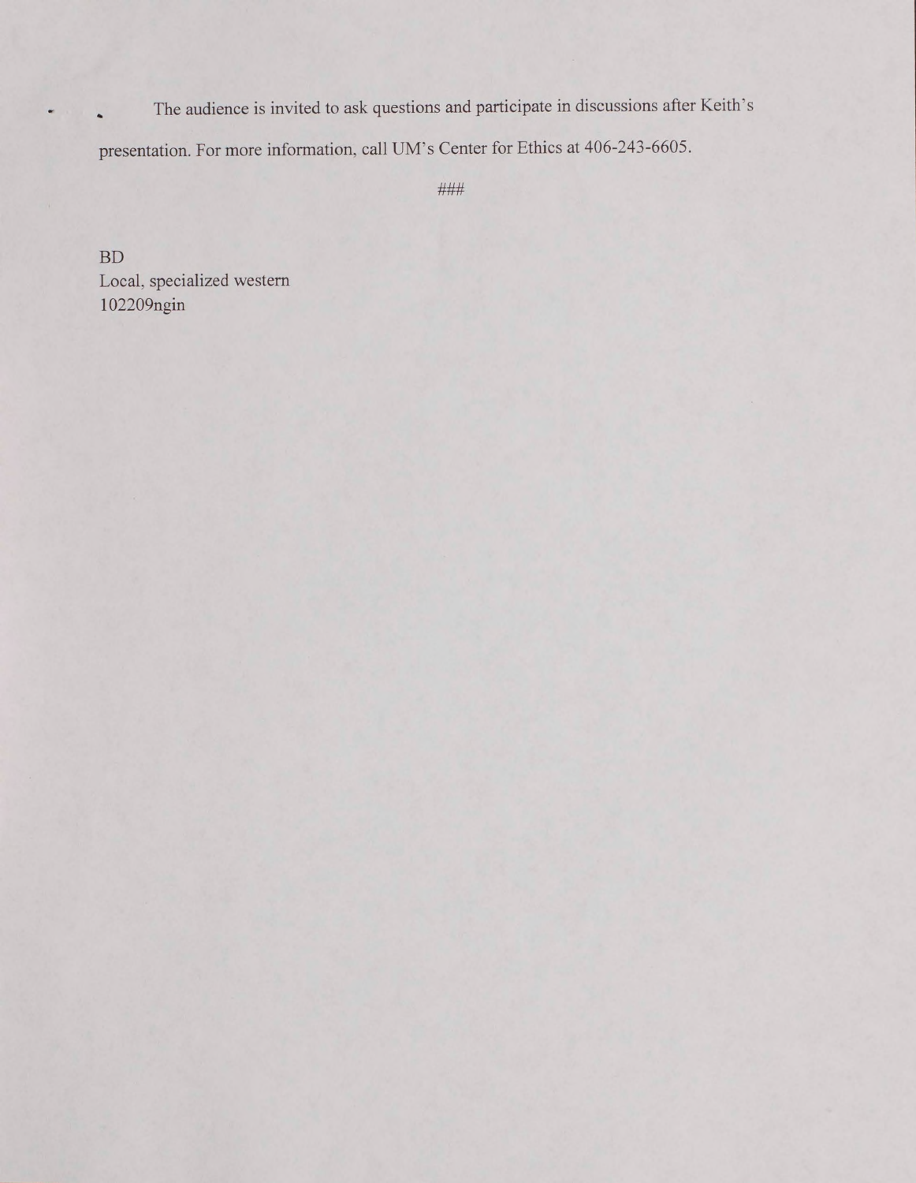The audience is invited to ask questions and participate in discussions after Keith's presentation. For more information, call UM's Center for Ethics at 406-243-6605.

###

BD
Local, specialized western
102209ngin